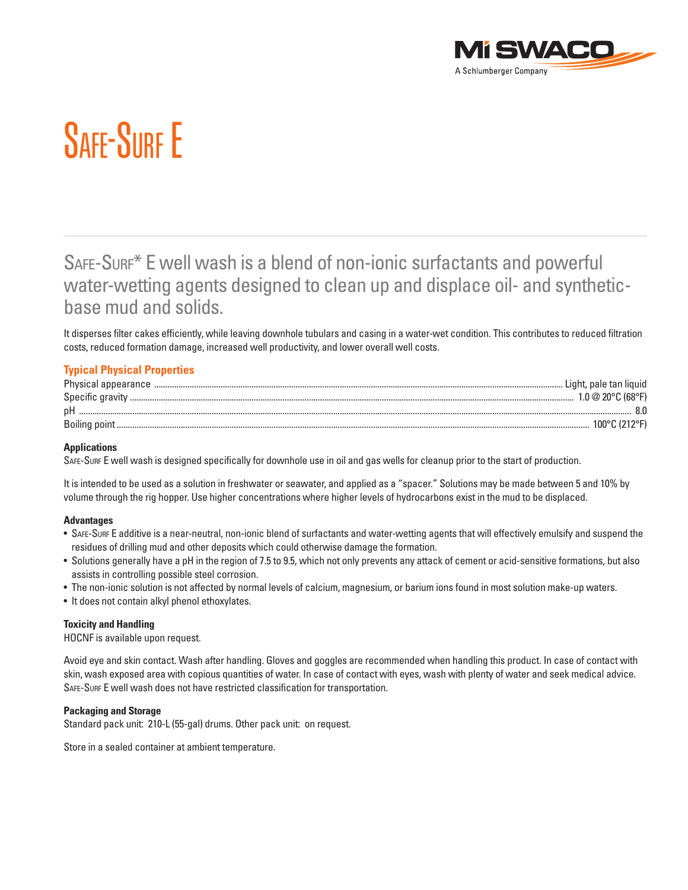# SAFE-SURF E

SAFE-SURF* E well wash is a blend of non-ionic surfactants and powerful water-wetting agents designed to clean up and displace oil- and synthetic-base mud and solids.

It disperses filter cakes efficiently, while leaving downhole tubulars and casing in a water-wet condition. This contributes to reduced filtration costs, reduced formation damage, increased well productivity, and lower overall well costs.

## Typical Physical Properties

| Property | Value |
|---|---|
| Physical appearance | Light, pale tan liquid |
| Specific gravity | 1.0 @ 20°C (68°F) |
| pH | 8.0 |
| Boiling point | 100°C (212°F) |

### Applications

SAFE-SURF E well wash is designed specifically for downhole use in oil and gas wells for cleanup prior to the start of production.

It is intended to be used as a solution in freshwater or seawater, and applied as a "spacer." Solutions may be made between 5 and 10% by volume through the rig hopper. Use higher concentrations where higher levels of hydrocarbons exist in the mud to be displaced.

### Advantages

- SAFE-SURF E additive is a near-neutral, non-ionic blend of surfactants and water-wetting agents that will effectively emulsify and suspend the residues of drilling mud and other deposits which could otherwise damage the formation.
- Solutions generally have a pH in the region of 7.5 to 9.5, which not only prevents any attack of cement or acid-sensitive formations, but also assists in controlling possible steel corrosion.
- The non-ionic solution is not affected by normal levels of calcium, magnesium, or barium ions found in most solution make-up waters.
- It does not contain alkyl phenol ethoxylates.

### Toxicity and Handling

HOCNF is available upon request.

Avoid eye and skin contact. Wash after handling. Gloves and goggles are recommended when handling this product. In case of contact with skin, wash exposed area with copious quantities of water. In case of contact with eyes, wash with plenty of water and seek medical advice. SAFE-SURF E well wash does not have restricted classification for transportation.

### Packaging and Storage

Standard pack unit: 210-L (55-gal) drums. Other pack unit: on request.

Store in a sealed container at ambient temperature.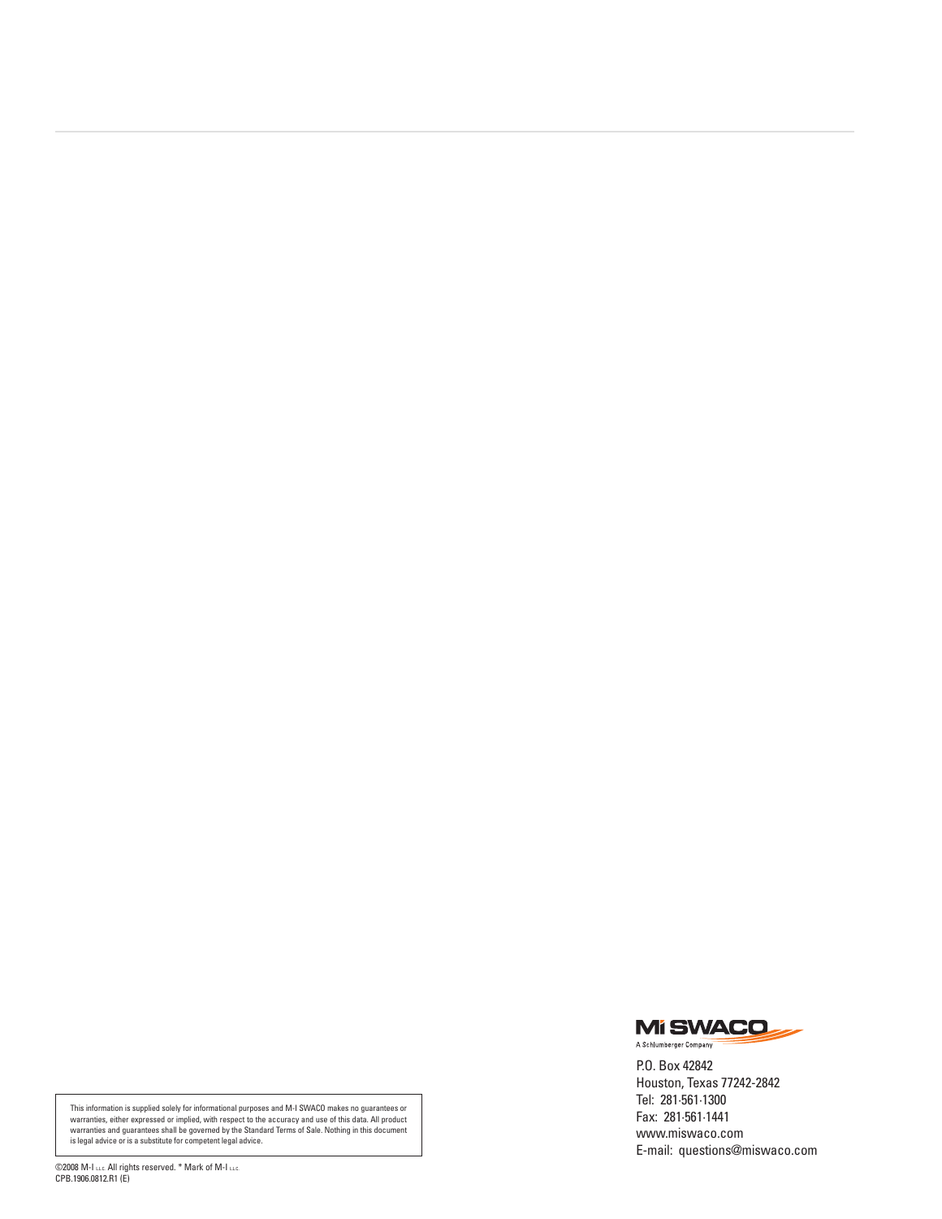This information is supplied solely for informational purposes and M-I SWACO makes no guarantees or warranties, either expressed or implied, with respect to the accuracy and use of this data. All product warranties and guarantees shall be governed by the Standard Terms of Sale. Nothing in this document is legal advice or is a substitute for competent legal advice.

©2008 M-I L.L.C. All rights reserved. * Mark of M-I L.L.C.
CPB.1906.0812.R1 (E)

MI SWACO
A Schlumberger Company

P.O. Box 42842
Houston, Texas 77242-2842
Tel: 281·561·1300
Fax: 281·561·1441
www.miswaco.com
E-mail: questions@miswaco.com